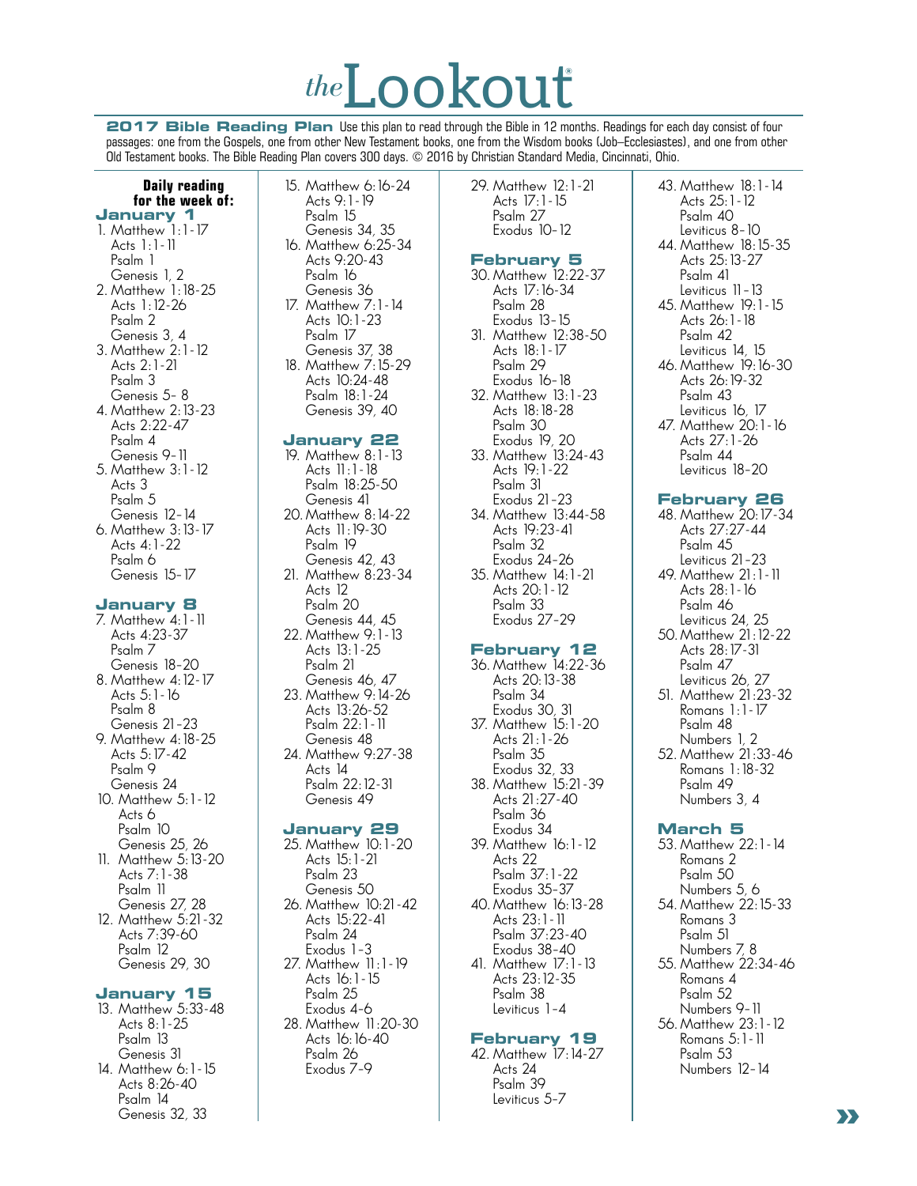# *the*Lookout®

**2017 Bible Reading Plan** Use this plan to read through the Bible in 12 months. Readings for each day consist of four passages: one from the Gospels, one from other New Testament books, one from the Wisdom books (Job–Ecclesiastes), and one from other Old Testament books. The Bible Reading Plan covers 300 days. © 2016 by Christian Standard Media, Cincinnati, Ohio.

**Daily reading for the week of:**

## January 1

1. Matthew 1:1-17
   Acts 1:1-11
   Psalm 1
   Genesis 1, 2
2. Matthew 1:18-25
   Acts 1:12-26
   Psalm 2
   Genesis 3, 4
3. Matthew 2:1-12
   Acts 2:1-21
   Psalm 3
   Genesis 5- 8
4. Matthew 2:13-23
   Acts 2:22-47
   Psalm 4
   Genesis 9-11
5. Matthew 3:1-12
   Acts 3
   Psalm 5
   Genesis 12-14
6. Matthew 3:13-17
   Acts 4:1-22
   Psalm 6
   Genesis 15-17

## January 8

7. Matthew 4:1-11
   Acts 4:23-37
   Psalm 7
   Genesis 18-20
8. Matthew 4:12-17
   Acts 5:1-16
   Psalm 8
   Genesis 21-23
9. Matthew 4:18-25
   Acts 5:17-42
   Psalm 9
   Genesis 24
10. Matthew 5:1-12
    Acts 6
    Psalm 10
    Genesis 25, 26
11. Matthew 5:13-20
    Acts 7:1-38
    Psalm 11
    Genesis 27, 28
12. Matthew 5:21-32
    Acts 7:39-60
    Psalm 12
    Genesis 29, 30

## January 15

13. Matthew 5:33-48
    Acts 8:1-25
    Psalm 13
    Genesis 31
14. Matthew 6:1-15
    Acts 8:26-40
    Psalm 14
    Genesis 32, 33
15. Matthew 6:16-24
    Acts 9:1-19
    Psalm 15
    Genesis 34, 35
16. Matthew 6:25-34
    Acts 9:20-43
    Psalm 16
    Genesis 36
17. Matthew 7:1-14
    Acts 10:1-23
    Psalm 17
    Genesis 37, 38
18. Matthew 7:15-29
    Acts 10:24-48
    Psalm 18:1-24
    Genesis 39, 40

## January 22

19. Matthew 8:1-13
    Acts 11:1-18
    Psalm 18:25-50
    Genesis 41
20. Matthew 8:14-22
    Acts 11:19-30
    Psalm 19
    Genesis 42, 43
21. Matthew 8:23-34
    Acts 12
    Psalm 20
    Genesis 44, 45
22. Matthew 9:1-13
    Acts 13:1-25
    Psalm 21
    Genesis 46, 47
23. Matthew 9:14-26
    Acts 13:26-52
    Psalm 22:1-11
    Genesis 48
24. Matthew 9:27-38
    Acts 14
    Psalm 22:12-31
    Genesis 49

## January 29

25. Matthew 10:1-20
    Acts 15:1-21
    Psalm 23
    Genesis 50
26. Matthew 10:21-42
    Acts 15:22-41
    Psalm 24
    Exodus 1-3
27. Matthew 11:1-19
    Acts 16:1-15
    Psalm 25
    Exodus 4-6
28. Matthew 11:20-30
    Acts 16:16-40
    Psalm 26
    Exodus 7-9
29. Matthew 12:1-21
    Acts 17:1-15
    Psalm 27
    Exodus 10-12

## February 5

30. Matthew 12:22-37
    Acts 17:16-34
    Psalm 28
    Exodus 13-15
31. Matthew 12:38-50
    Acts 18:1-17
    Psalm 29
    Exodus 16-18
32. Matthew 13:1-23
    Acts 18:18-28
    Psalm 30
    Exodus 19, 20
33. Matthew 13:24-43
    Acts 19:1-22
    Psalm 31
    Exodus 21-23
34. Matthew 13:44-58
    Acts 19:23-41
    Psalm 32
    Exodus 24-26
35. Matthew 14:1-21
    Acts 20:1-12
    Psalm 33
    Exodus 27-29

## February 12

36. Matthew 14:22-36
    Acts 20:13-38
    Psalm 34
    Exodus 30, 31
37. Matthew 15:1-20
    Acts 21:1-26
    Psalm 35
    Exodus 32, 33
38. Matthew 15:21-39
    Acts 21:27-40
    Psalm 36
    Exodus 34
39. Matthew 16:1-12
    Acts 22
    Psalm 37:1-22
    Exodus 35-37
40. Matthew 16:13-28
    Acts 23:1-11
    Psalm 37:23-40
    Exodus 38-40
41. Matthew 17:1-13
    Acts 23:12-35
    Psalm 38
    Leviticus 1-4

## February 19

42. Matthew 17:14-27
    Acts 24
    Psalm 39
    Leviticus 5-7
43. Matthew 18:1-14
    Acts 25:1-12
    Psalm 40
    Leviticus 8-10
44. Matthew 18:15-35
    Acts 25:13-27
    Psalm 41
    Leviticus 11-13
45. Matthew 19:1-15
    Acts 26:1-18
    Psalm 42
    Leviticus 14, 15
46. Matthew 19:16-30
    Acts 26:19-32
    Psalm 43
    Leviticus 16, 17
47. Matthew 20:1-16
    Acts 27:1-26
    Psalm 44
    Leviticus 18-20

## February 26

48. Matthew 20:17-34
    Acts 27:27-44
    Psalm 45
    Leviticus 21-23
49. Matthew 21:1-11
    Acts 28:1-16
    Psalm 46
    Leviticus 24, 25
50. Matthew 21:12-22
    Acts 28:17-31
    Psalm 47
    Leviticus 26, 27
51. Matthew 21:23-32
    Romans 1:1-17
    Psalm 48
    Numbers 1, 2
52. Matthew 21:33-46
    Romans 1:18-32
    Psalm 49
    Numbers 3, 4

## March 5

53. Matthew 22:1-14
    Romans 2
    Psalm 50
    Numbers 5, 6
54. Matthew 22:15-33
    Romans 3
    Psalm 51
    Numbers 7, 8
55. Matthew 22:34-46
    Romans 4
    Psalm 52
    Numbers 9-11
56. Matthew 23:1-12
    Romans 5:1-11
    Psalm 53
    Numbers 12-14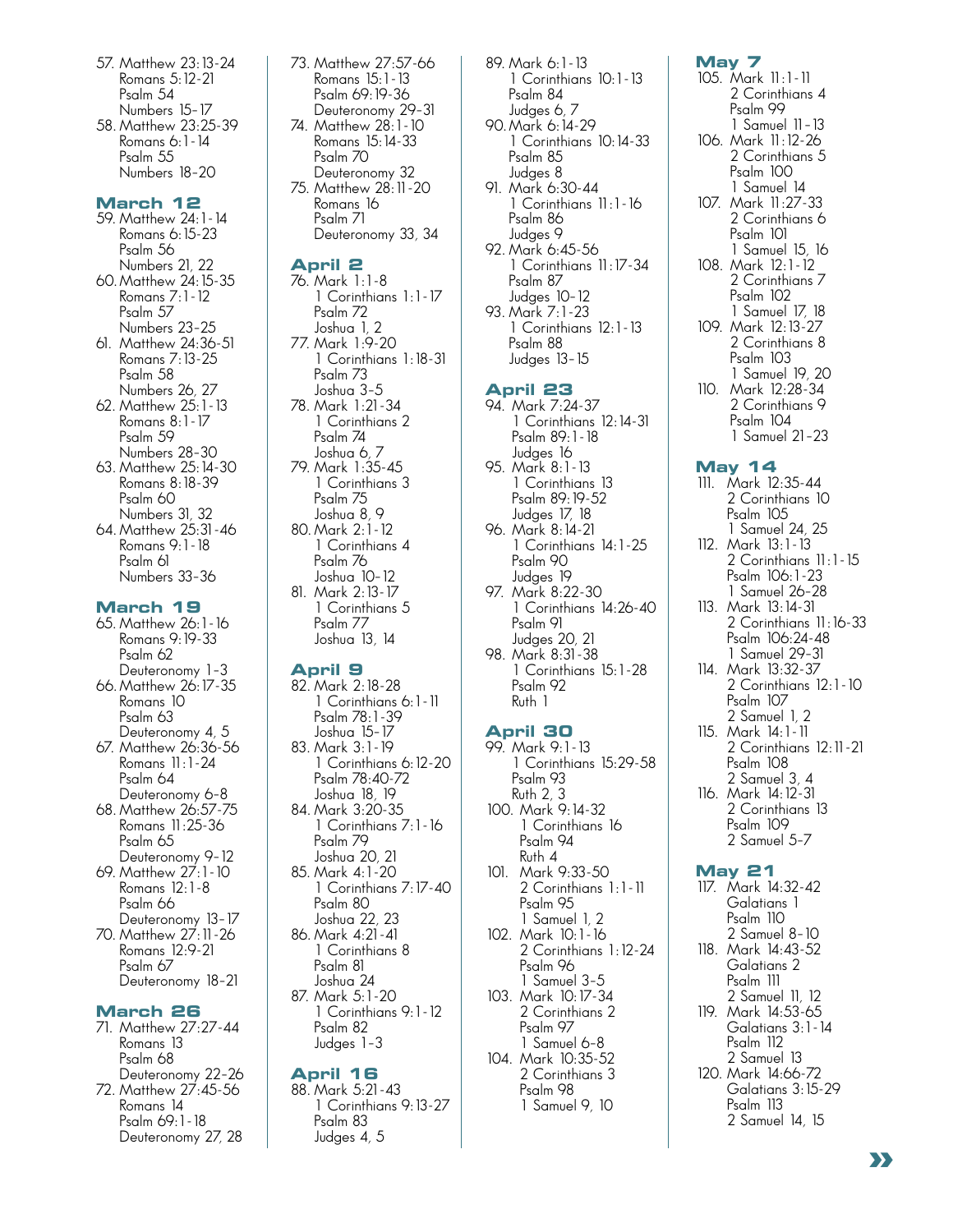57. Matthew 23:13-24
    Romans 5:12-21
    Psalm 54
    Numbers 15-17
58. Matthew 23:25-39
    Romans 6:1-14
    Psalm 55
    Numbers 18-20

## March 12

59. Matthew 24:1-14
    Romans 6:15-23
    Psalm 56
    Numbers 21, 22
60. Matthew 24:15-35
    Romans 7:1-12
    Psalm 57
    Numbers 23-25
61. Matthew 24:36-51
    Romans 7:13-25
    Psalm 58
    Numbers 26, 27
62. Matthew 25:1-13
    Romans 8:1-17
    Psalm 59
    Numbers 28-30
63. Matthew 25:14-30
    Romans 8:18-39
    Psalm 60
    Numbers 31, 32
64. Matthew 25:31-46
    Romans 9:1-18
    Psalm 61
    Numbers 33-36

## March 19

65. Matthew 26:1-16
    Romans 9:19-33
    Psalm 62
    Deuteronomy 1-3
66. Matthew 26:17-35
    Romans 10
    Psalm 63
    Deuteronomy 4, 5
67. Matthew 26:36-56
    Romans 11:1-24
    Psalm 64
    Deuteronomy 6-8
68. Matthew 26:57-75
    Romans 11:25-36
    Psalm 65
    Deuteronomy 9-12
69. Matthew 27:1-10
    Romans 12:1-8
    Psalm 66
    Deuteronomy 13-17
70. Matthew 27:11-26
    Romans 12:9-21
    Psalm 67
    Deuteronomy 18-21

## March 26

71. Matthew 27:27-44
    Romans 13
    Psalm 68
    Deuteronomy 22-26
72. Matthew 27:45-56
    Romans 14
    Psalm 69:1-18
    Deuteronomy 27, 28
73. Matthew 27:57-66
    Romans 15:1-13
    Psalm 69:19-36
    Deuteronomy 29-31
74. Matthew 28:1-10
    Romans 15:14-33
    Psalm 70
    Deuteronomy 32
75. Matthew 28:11-20
    Romans 16
    Psalm 71
    Deuteronomy 33, 34

## April 2

76. Mark 1:1-8
    1 Corinthians 1:1-17
    Psalm 72
    Joshua 1, 2
77. Mark 1:9-20
    1 Corinthians 1:18-31
    Psalm 73
    Joshua 3-5
78. Mark 1:21-34
    1 Corinthians 2
    Psalm 74
    Joshua 6, 7
79. Mark 1:35-45
    1 Corinthians 3
    Psalm 75
    Joshua 8, 9
80. Mark 2:1-12
    1 Corinthians 4
    Psalm 76
    Joshua 10-12
81. Mark 2:13-17
    1 Corinthians 5
    Psalm 77
    Joshua 13, 14

## April 9

82. Mark 2:18-28
    1 Corinthians 6:1-11
    Psalm 78:1-39
    Joshua 15-17
83. Mark 3:1-19
    1 Corinthians 6:12-20
    Psalm 78:40-72
    Joshua 18, 19
84. Mark 3:20-35
    1 Corinthians 7:1-16
    Psalm 79
    Joshua 20, 21
85. Mark 4:1-20
    1 Corinthians 7:17-40
    Psalm 80
    Joshua 22, 23
86. Mark 4:21-41
    1 Corinthians 8
    Psalm 81
    Joshua 24
87. Mark 5:1-20
    1 Corinthians 9:1-12
    Psalm 82
    Judges 1-3

## April 16

88. Mark 5:21-43
    1 Corinthians 9:13-27
    Psalm 83
    Judges 4, 5
89. Mark 6:1-13
    1 Corinthians 10:1-13
    Psalm 84
    Judges 6, 7
90. Mark 6:14-29
    1 Corinthians 10:14-33
    Psalm 85
    Judges 8
91. Mark 6:30-44
    1 Corinthians 11:1-16
    Psalm 86
    Judges 9
92. Mark 6:45-56
    1 Corinthians 11:17-34
    Psalm 87
    Judges 10-12
93. Mark 7:1-23
    1 Corinthians 12:1-13
    Psalm 88
    Judges 13-15

## April 23

94. Mark 7:24-37
    1 Corinthians 12:14-31
    Psalm 89:1-18
    Judges 16
95. Mark 8:1-13
    1 Corinthians 13
    Psalm 89:19-52
    Judges 17, 18
96. Mark 8:14-21
    1 Corinthians 14:1-25
    Psalm 90
    Judges 19
97. Mark 8:22-30
    1 Corinthians 14:26-40
    Psalm 91
    Judges 20, 21
98. Mark 8:31-38
    1 Corinthians 15:1-28
    Psalm 92
    Ruth 1

## April 30

99. Mark 9:1-13
    1 Corinthians 15:29-58
    Psalm 93
    Ruth 2, 3
100. Mark 9:14-32
    1 Corinthians 16
    Psalm 94
    Ruth 4
101. Mark 9:33-50
    2 Corinthians 1:1-11
    Psalm 95
    1 Samuel 1, 2
102. Mark 10:1-16
    2 Corinthians 1:12-24
    Psalm 96
    1 Samuel 3-5
103. Mark 10:17-34
    2 Corinthians 2
    Psalm 97
    1 Samuel 6-8
104. Mark 10:35-52
    2 Corinthians 3
    Psalm 98
    1 Samuel 9, 10

## May 7

105. Mark 11:1-11
    2 Corinthians 4
    Psalm 99
    1 Samuel 11-13
106. Mark 11:12-26
    2 Corinthians 5
    Psalm 100
    1 Samuel 14
107. Mark 11:27-33
    2 Corinthians 6
    Psalm 101
    1 Samuel 15, 16
108. Mark 12:1-12
    2 Corinthians 7
    Psalm 102
    1 Samuel 17, 18
109. Mark 12:13-27
    2 Corinthians 8
    Psalm 103
    1 Samuel 19, 20
110. Mark 12:28-34
    2 Corinthians 9
    Psalm 104
    1 Samuel 21-23

## May 14

111. Mark 12:35-44
    2 Corinthians 10
    Psalm 105
    1 Samuel 24, 25
112. Mark 13:1-13
    2 Corinthians 11:1-15
    Psalm 106:1-23
    1 Samuel 26-28
113. Mark 13:14-31
    2 Corinthians 11:16-33
    Psalm 106:24-48
    1 Samuel 29-31
114. Mark 13:32-37
    2 Corinthians 12:1-10
    Psalm 107
    2 Samuel 1, 2
115. Mark 14:1-11
    2 Corinthians 12:11-21
    Psalm 108
    2 Samuel 3, 4
116. Mark 14:12-31
    2 Corinthians 13
    Psalm 109
    2 Samuel 5-7

## May 21

117. Mark 14:32-42
    Galatians 1
    Psalm 110
    2 Samuel 8-10
118. Mark 14:43-52
    Galatians 2
    Psalm 111
    2 Samuel 11, 12
119. Mark 14:53-65
    Galatians 3:1-14
    Psalm 112
    2 Samuel 13
120. Mark 14:66-72
    Galatians 3:15-29
    Psalm 113
    2 Samuel 14, 15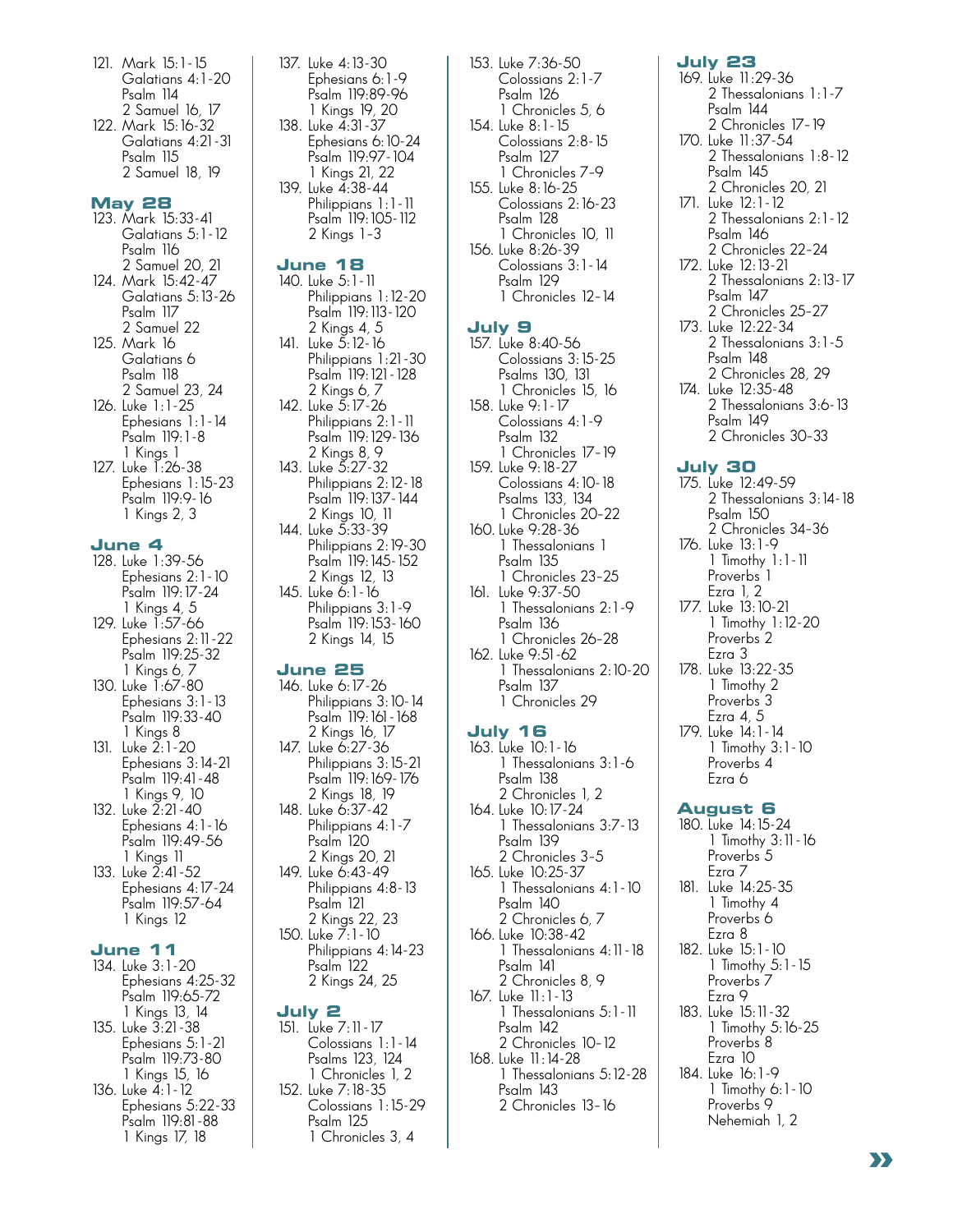121. Mark 15:1-15
Galatians 4:1-20
Psalm 114
2 Samuel 16, 17

122. Mark 15:16-32
Galatians 4:21-31
Psalm 115
2 Samuel 18, 19

## May 28

123. Mark 15:33-41
Galatians 5:1-12
Psalm 116
2 Samuel 20, 21

124. Mark 15:42-47
Galatians 5:13-26
Psalm 117
2 Samuel 22

125. Mark 16
Galatians 6
Psalm 118
2 Samuel 23, 24

126. Luke 1:1-25
Ephesians 1:1-14
Psalm 119:1-8
1 Kings 1

127. Luke 1:26-38
Ephesians 1:15-23
Psalm 119:9-16
1 Kings 2, 3

## June 4

128. Luke 1:39-56
Ephesians 2:1-10
Psalm 119:17-24
1 Kings 4, 5

129. Luke 1:57-66
Ephesians 2:11-22
Psalm 119:25-32
1 Kings 6, 7

130. Luke 1:67-80
Ephesians 3:1-13
Psalm 119:33-40
1 Kings 8

131. Luke 2:1-20
Ephesians 3:14-21
Psalm 119:41-48
1 Kings 9, 10

132. Luke 2:21-40
Ephesians 4:1-16
Psalm 119:49-56
1 Kings 11

133. Luke 2:41-52
Ephesians 4:17-24
Psalm 119:57-64
1 Kings 12

## June 11

134. Luke 3:1-20
Ephesians 4:25-32
Psalm 119:65-72
1 Kings 13, 14

135. Luke 3:21-38
Ephesians 5:1-21
Psalm 119:73-80
1 Kings 15, 16

136. Luke 4:1-12
Ephesians 5:22-33
Psalm 119:81-88
1 Kings 17, 18

137. Luke 4:13-30
Ephesians 6:1-9
Psalm 119:89-96
1 Kings 19, 20

138. Luke 4:31-37
Ephesians 6:10-24
Psalm 119:97-104
1 Kings 21, 22

139. Luke 4:38-44
Philippians 1:1-11
Psalm 119:105-112
2 Kings 1-3

## June 18

140. Luke 5:1-11
Philippians 1:12-20
Psalm 119:113-120
2 Kings 4, 5

141. Luke 5:12-16
Philippians 1:21-30
Psalm 119:121-128
2 Kings 6, 7

142. Luke 5:17-26
Philippians 2:1-11
Psalm 119:129-136
2 Kings 8, 9

143. Luke 5:27-32
Philippians 2:12-18
Psalm 119:137-144
2 Kings 10, 11

144. Luke 5:33-39
Philippians 2:19-30
Psalm 119:145-152
2 Kings 12, 13

145. Luke 6:1-16
Philippians 3:1-9
Psalm 119:153-160
2 Kings 14, 15

## June 25

146. Luke 6:17-26
Philippians 3:10-14
Psalm 119:161-168
2 Kings 16, 17

147. Luke 6:27-36
Philippians 3:15-21
Psalm 119:169-176
2 Kings 18, 19

148. Luke 6:37-42
Philippians 4:1-7
Psalm 120
2 Kings 20, 21

149. Luke 6:43-49
Philippians 4:8-13
Psalm 121
2 Kings 22, 23

150. Luke 7:1-10
Philippians 4:14-23
Psalm 122
2 Kings 24, 25

## July 2

151. Luke 7:11-17
Colossians 1:1-14
Psalms 123, 124
1 Chronicles 1, 2

152. Luke 7:18-35
Colossians 1:15-29
Psalm 125
1 Chronicles 3, 4

153. Luke 7:36-50
Colossians 2:1-7
Psalm 126
1 Chronicles 5, 6

154. Luke 8:1-15
Colossians 2:8-15
Psalm 127
1 Chronicles 7-9

155. Luke 8:16-25
Colossians 2:16-23
Psalm 128
1 Chronicles 10, 11

156. Luke 8:26-39
Colossians 3:1-14
Psalm 129
1 Chronicles 12-14

## July 9

157. Luke 8:40-56
Colossians 3:15-25
Psalms 130, 131
1 Chronicles 15, 16

158. Luke 9:1-17
Colossians 4:1-9
Psalm 132
1 Chronicles 17-19

159. Luke 9:18-27
Colossians 4:10-18
Psalms 133, 134
1 Chronicles 20-22

160. Luke 9:28-36
1 Thessalonians 1
Psalm 135
1 Chronicles 23-25

161. Luke 9:37-50
1 Thessalonians 2:1-9
Psalm 136
1 Chronicles 26-28

162. Luke 9:51-62
1 Thessalonians 2:10-20
Psalm 137
1 Chronicles 29

## July 16

163. Luke 10:1-16
1 Thessalonians 3:1-6
Psalm 138
2 Chronicles 1, 2

164. Luke 10:17-24
1 Thessalonians 3:7-13
Psalm 139
2 Chronicles 3-5

165. Luke 10:25-37
1 Thessalonians 4:1-10
Psalm 140
2 Chronicles 6, 7

166. Luke 10:38-42
1 Thessalonians 4:11-18
Psalm 141
2 Chronicles 8, 9

167. Luke 11:1-13
1 Thessalonians 5:1-11
Psalm 142
2 Chronicles 10-12

168. Luke 11:14-28
1 Thessalonians 5:12-28
Psalm 143
2 Chronicles 13-16

## July 23

169. Luke 11:29-36
2 Thessalonians 1:1-7
Psalm 144
2 Chronicles 17-19

170. Luke 11:37-54
2 Thessalonians 1:8-12
Psalm 145
2 Chronicles 20, 21

171. Luke 12:1-12
2 Thessalonians 2:1-12
Psalm 146
2 Chronicles 22-24

172. Luke 12:13-21
2 Thessalonians 2:13-17
Psalm 147
2 Chronicles 25-27

173. Luke 12:22-34
2 Thessalonians 3:1-5
Psalm 148
2 Chronicles 28, 29

174. Luke 12:35-48
2 Thessalonians 3:6-13
Psalm 149
2 Chronicles 30-33

## July 30

175. Luke 12:49-59
2 Thessalonians 3:14-18
Psalm 150
2 Chronicles 34-36

176. Luke 13:1-9
1 Timothy 1:1-11
Proverbs 1
Ezra 1, 2

177. Luke 13:10-21
1 Timothy 1:12-20
Proverbs 2
Ezra 3

178. Luke 13:22-35
1 Timothy 2
Proverbs 3
Ezra 4, 5

179. Luke 14:1-14
1 Timothy 3:1-10
Proverbs 4
Ezra 6

## August 6

180. Luke 14:15-24
1 Timothy 3:11-16
Proverbs 5
Ezra 7

181. Luke 14:25-35
1 Timothy 4
Proverbs 6
Ezra 8

182. Luke 15:1-10
1 Timothy 5:1-15
Proverbs 7
Ezra 9

183. Luke 15:11-32
1 Timothy 5:16-25
Proverbs 8
Ezra 10

184. Luke 16:1-9
1 Timothy 6:1-10
Proverbs 9
Nehemiah 1, 2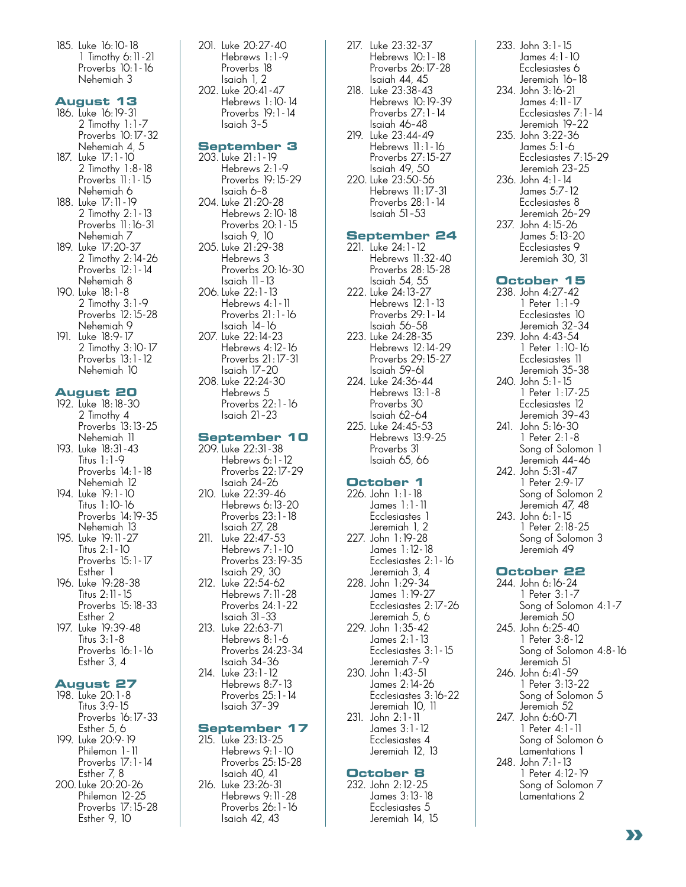185. Luke 16:10-18
 1 Timothy 6:11-21
 Proverbs 10:1-16
 Nehemiah 3

## August 13

186. Luke 16:19-31
 2 Timothy 1:1-7
 Proverbs 10:17-32
 Nehemiah 4, 5
187. Luke 17:1-10
 2 Timothy 1:8-18
 Proverbs 11:1-15
 Nehemiah 6
188. Luke 17:11-19
 2 Timothy 2:1-13
 Proverbs 11:16-31
 Nehemiah 7
189. Luke 17:20-37
 2 Timothy 2:14-26
 Proverbs 12:1-14
 Nehemiah 8
190. Luke 18:1-8
 2 Timothy 3:1-9
 Proverbs 12:15-28
 Nehemiah 9
191. Luke 18:9-17
 2 Timothy 3:10-17
 Proverbs 13:1-12
 Nehemiah 10

## August 20

192. Luke 18:18-30
 2 Timothy 4
 Proverbs 13:13-25
 Nehemiah 11
193. Luke 18:31-43
 Titus 1:1-9
 Proverbs 14:1-18
 Nehemiah 12
194. Luke 19:1-10
 Titus 1:10-16
 Proverbs 14:19-35
 Nehemiah 13
195. Luke 19:11-27
 Titus 2:1-10
 Proverbs 15:1-17
 Esther 1
196. Luke 19:28-38
 Titus 2:11-15
 Proverbs 15:18-33
 Esther 2
197. Luke 19:39-48
 Titus 3:1-8
 Proverbs 16:1-16
 Esther 3, 4

## August 27

198. Luke 20:1-8
 Titus 3:9-15
 Proverbs 16:17-33
 Esther 5, 6
199. Luke 20:9-19
 Philemon 1-11
 Proverbs 17:1-14
 Esther 7, 8
200. Luke 20:20-26
 Philemon 12-25
 Proverbs 17:15-28
 Esther 9, 10
201. Luke 20:27-40
 Hebrews 1:1-9
 Proverbs 18
 Isaiah 1, 2
202. Luke 20:41-47
 Hebrews 1:10-14
 Proverbs 19:1-14
 Isaiah 3-5

## September 3

203. Luke 21:1-19
 Hebrews 2:1-9
 Proverbs 19:15-29
 Isaiah 6-8
204. Luke 21:20-28
 Hebrews 2:10-18
 Proverbs 20:1-15
 Isaiah 9, 10
205. Luke 21:29-38
 Hebrews 3
 Proverbs 20:16-30
 Isaiah 11-13
206. Luke 22:1-13
 Hebrews 4:1-11
 Proverbs 21:1-16
 Isaiah 14-16
207. Luke 22:14-23
 Hebrews 4:12-16
 Proverbs 21:17-31
 Isaiah 17-20
208. Luke 22:24-30
 Hebrews 5
 Proverbs 22:1-16
 Isaiah 21-23

## September 10

209. Luke 22:31-38
 Hebrews 6:1-12
 Proverbs 22:17-29
 Isaiah 24-26
210. Luke 22:39-46
 Hebrews 6:13-20
 Proverbs 23:1-18
 Isaiah 27, 28
211. Luke 22:47-53
 Hebrews 7:1-10
 Proverbs 23:19-35
 Isaiah 29, 30
212. Luke 22:54-62
 Hebrews 7:11-28
 Proverbs 24:1-22
 Isaiah 31-33
213. Luke 22:63-71
 Hebrews 8:1-6
 Proverbs 24:23-34
 Isaiah 34-36
214. Luke 23:1-12
 Hebrews 8:7-13
 Proverbs 25:1-14
 Isaiah 37-39

## September 17

215. Luke 23:13-25
 Hebrews 9:1-10
 Proverbs 25:15-28
 Isaiah 40, 41
216. Luke 23:26-31
 Hebrews 9:11-28
 Proverbs 26:1-16
 Isaiah 42, 43
217. Luke 23:32-37
 Hebrews 10:1-18
 Proverbs 26:17-28
 Isaiah 44, 45
218. Luke 23:38-43
 Hebrews 10:19-39
 Proverbs 27:1-14
 Isaiah 46-48
219. Luke 23:44-49
 Hebrews 11:1-16
 Proverbs 27:15-27
 Isaiah 49, 50
220. Luke 23:50-56
 Hebrews 11:17-31
 Proverbs 28:1-14
 Isaiah 51-53

## September 24

221. Luke 24:1-12
 Hebrews 11:32-40
 Proverbs 28:15-28
 Isaiah 54, 55
222. Luke 24:13-27
 Hebrews 12:1-13
 Proverbs 29:1-14
 Isaiah 56-58
223. Luke 24:28-35
 Hebrews 12:14-29
 Proverbs 29:15-27
 Isaiah 59-61
224. Luke 24:36-44
 Hebrews 13:1-8
 Proverbs 30
 Isaiah 62-64
225. Luke 24:45-53
 Hebrews 13:9-25
 Proverbs 31
 Isaiah 65, 66

## October 1

226. John 1:1-18
 James 1:1-11
 Ecclesiastes 1
 Jeremiah 1, 2
227. John 1:19-28
 James 1:12-18
 Ecclesiastes 2:1-16
 Jeremiah 3, 4
228. John 1:29-34
 James 1:19-27
 Ecclesiastes 2:17-26
 Jeremiah 5, 6
229. John 1:35-42
 James 2:1-13
 Ecclesiastes 3:1-15
 Jeremiah 7-9
230. John 1:43-51
 James 2:14-26
 Ecclesiastes 3:16-22
 Jeremiah 10, 11
231. John 2:1-11
 James 3:1-12
 Ecclesiastes 4
 Jeremiah 12, 13

## October 8

232. John 2:12-25
 James 3:13-18
 Ecclesiastes 5
 Jeremiah 14, 15
233. John 3:1-15
 James 4:1-10
 Ecclesiastes 6
 Jeremiah 16-18
234. John 3:16-21
 James 4:11-17
 Ecclesiastes 7:1-14
 Jeremiah 19-22
235. John 3:22-36
 James 5:1-6
 Ecclesiastes 7:15-29
 Jeremiah 23-25
236. John 4:1-14
 James 5:7-12
 Ecclesiastes 8
 Jeremiah 26-29
237. John 4:15-26
 James 5:13-20
 Ecclesiastes 9
 Jeremiah 30, 31

## October 15

238. John 4:27-42
 1 Peter 1:1-9
 Ecclesiastes 10
 Jeremiah 32-34
239. John 4:43-54
 1 Peter 1:10-16
 Ecclesiastes 11
 Jeremiah 35-38
240. John 5:1-15
 1 Peter 1:17-25
 Ecclesiastes 12
 Jeremiah 39-43
241. John 5:16-30
 1 Peter 2:1-8
 Song of Solomon 1
 Jeremiah 44-46
242. John 5:31-47
 1 Peter 2:9-17
 Song of Solomon 2
 Jeremiah 47, 48
243. John 6:1-15
 1 Peter 2:18-25
 Song of Solomon 3
 Jeremiah 49

## October 22

244. John 6:16-24
 1 Peter 3:1-7
 Song of Solomon 4:1-7
 Jeremiah 50
245. John 6:25-40
 1 Peter 3:8-12
 Song of Solomon 4:8-16
 Jeremiah 51
246. John 6:41-59
 1 Peter 3:13-22
 Song of Solomon 5
 Jeremiah 52
247. John 6:60-71
 1 Peter 4:1-11
 Song of Solomon 6
 Lamentations 1
248. John 7:1-13
 1 Peter 4:12-19
 Song of Solomon 7
 Lamentations 2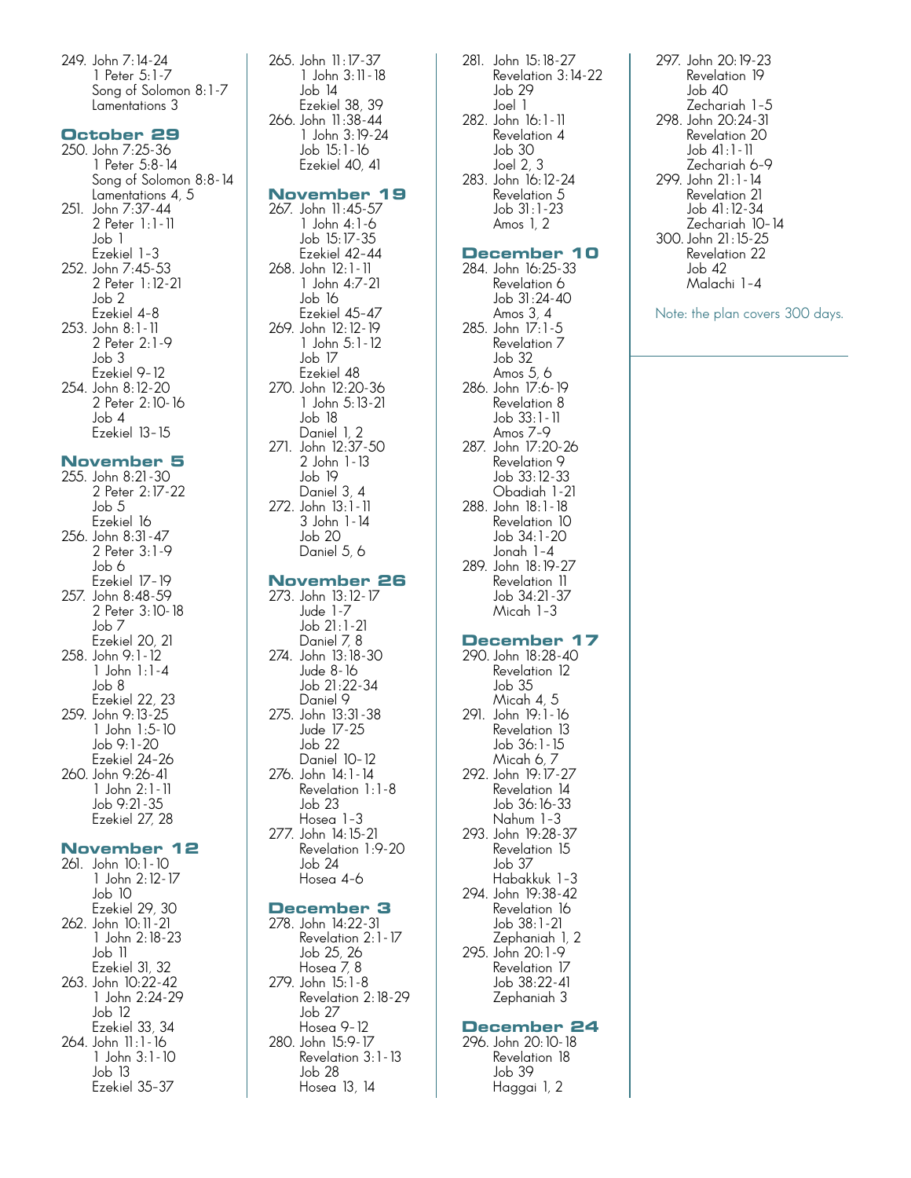249. John 7:14-24
1 Peter 5:1-7
Song of Solomon 8:1-7
Lamentations 3

## October 29

250. John 7:25-36
1 Peter 5:8-14
Song of Solomon 8:8-14
Lamentations 4, 5
251. John 7:37-44
2 Peter 1:1-11
Job 1
Ezekiel 1-3
252. John 7:45-53
2 Peter 1:12-21
Job 2
Ezekiel 4-8
253. John 8:1-11
2 Peter 2:1-9
Job 3
Ezekiel 9-12
254. John 8:12-20
2 Peter 2:10-16
Job 4
Ezekiel 13-15

## November 5

255. John 8:21-30
2 Peter 2:17-22
Job 5
Ezekiel 16
256. John 8:31-47
2 Peter 3:1-9
Job 6
Ezekiel 17-19
257. John 8:48-59
2 Peter 3:10-18
Job 7
Ezekiel 20, 21
258. John 9:1-12
1 John 1:1-4
Job 8
Ezekiel 22, 23
259. John 9:13-25
1 John 1:5-10
Job 9:1-20
Ezekiel 24-26
260. John 9:26-41
1 John 2:1-11
Job 9:21-35
Ezekiel 27, 28

## November 12

261. John 10:1-10
1 John 2:12-17
Job 10
Ezekiel 29, 30
262. John 10:11-21
1 John 2:18-23
Job 11
Ezekiel 31, 32
263. John 10:22-42
1 John 2:24-29
Job 12
Ezekiel 33, 34
264. John 11:1-16
1 John 3:1-10
Job 13
Ezekiel 35-37
265. John 11:17-37
1 John 3:11-18
Job 14
Ezekiel 38, 39
266. John 11:38-44
1 John 3:19-24
Job 15:1-16
Ezekiel 40, 41

## November 19

267. John 11:45-57
1 John 4:1-6
Job 15:17-35
Ezekiel 42-44
268. John 12:1-11
1 John 4:7-21
Job 16
Ezekiel 45-47
269. John 12:12-19
1 John 5:1-12
Job 17
Ezekiel 48
270. John 12:20-36
1 John 5:13-21
Job 18
Daniel 1, 2
271. John 12:37-50
2 John 1-13
Job 19
Daniel 3, 4
272. John 13:1-11
3 John 1-14
Job 20
Daniel 5, 6

## November 26

273. John 13:12-17
Jude 1-7
Job 21:1-21
Daniel 7, 8
274. John 13:18-30
Jude 8-16
Job 21:22-34
Daniel 9
275. John 13:31-38
Jude 17-25
Job 22
Daniel 10-12
276. John 14:1-14
Revelation 1:1-8
Job 23
Hosea 1-3
277. John 14:15-21
Revelation 1:9-20
Job 24
Hosea 4-6

## December 3

278. John 14:22-31
Revelation 2:1-17
Job 25, 26
Hosea 7, 8
279. John 15:1-8
Revelation 2:18-29
Job 27
Hosea 9-12
280. John 15:9-17
Revelation 3:1-13
Job 28
Hosea 13, 14
281. John 15:18-27
Revelation 3:14-22
Job 29
Joel 1
282. John 16:1-11
Revelation 4
Job 30
Joel 2, 3
283. John 16:12-24
Revelation 5
Job 31:1-23
Amos 1, 2

## December 10

284. John 16:25-33
Revelation 6
Job 31:24-40
Amos 3, 4
285. John 17:1-5
Revelation 7
Job 32
Amos 5, 6
286. John 17:6-19
Revelation 8
Job 33:1-11
Amos 7-9
287. John 17:20-26
Revelation 9
Job 33:12-33
Obadiah 1-21
288. John 18:1-18
Revelation 10
Job 34:1-20
Jonah 1-4
289. John 18:19-27
Revelation 11
Job 34:21-37
Micah 1-3

## December 17

290. John 18:28-40
Revelation 12
Job 35
Micah 4, 5
291. John 19:1-16
Revelation 13
Job 36:1-15
Micah 6, 7
292. John 19:17-27
Revelation 14
Job 36:16-33
Nahum 1-3
293. John 19:28-37
Revelation 15
Job 37
Habakkuk 1-3
294. John 19:38-42
Revelation 16
Job 38:1-21
Zephaniah 1, 2
295. John 20:1-9
Revelation 17
Job 38:22-41
Zephaniah 3

## December 24

296. John 20:10-18
Revelation 18
Job 39
Haggai 1, 2
297. John 20:19-23
Revelation 19
Job 40
Zechariah 1-5
298. John 20:24-31
Revelation 20
Job 41:1-11
Zechariah 6-9
299. John 21:1-14
Revelation 21
Job 41:12-34
Zechariah 10-14
300. John 21:15-25
Revelation 22
Job 42
Malachi 1-4

Note: the plan covers 300 days.